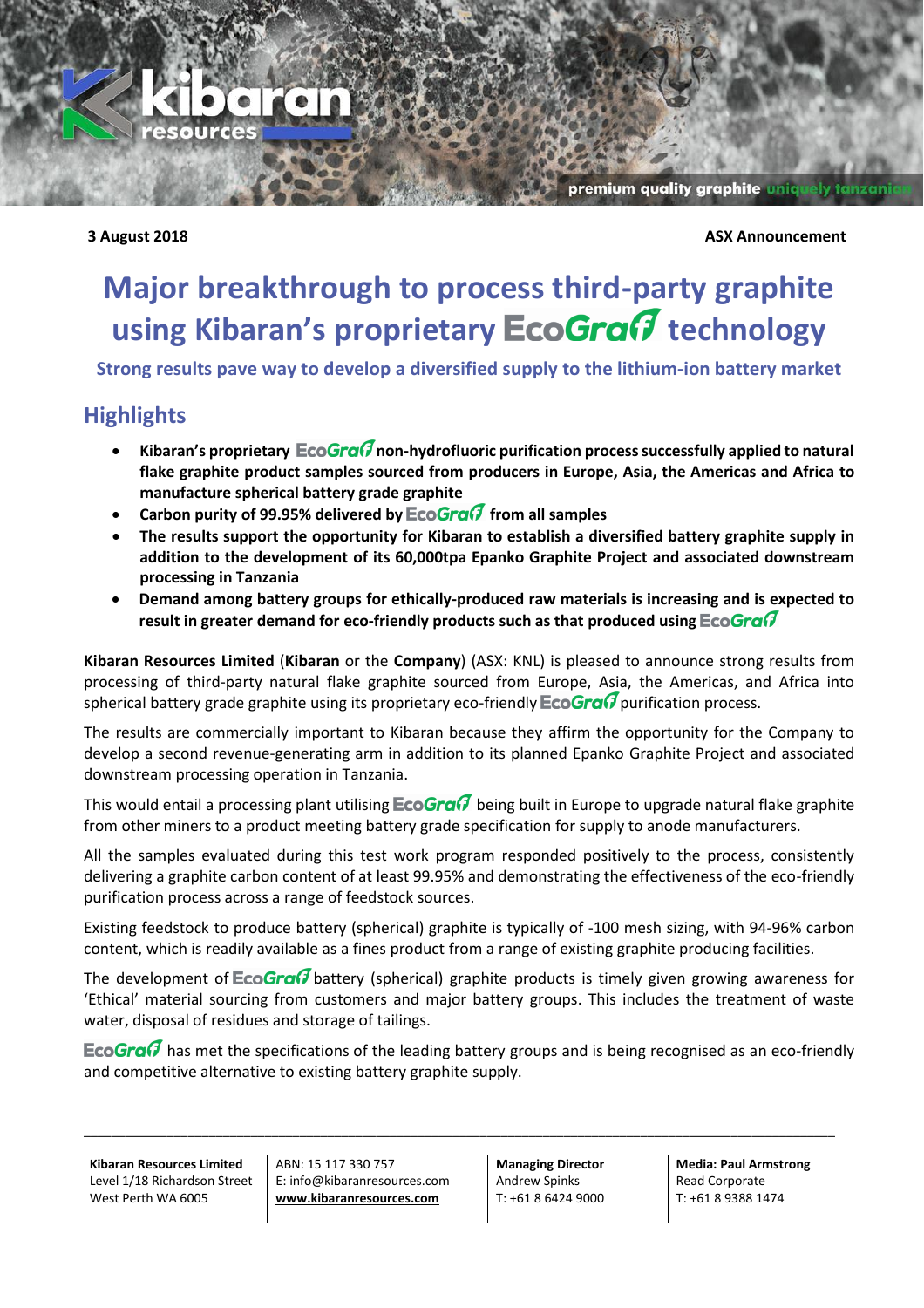**3 August 2018** **ASX Announcement**

# Major breakthrough to process third-party graphite using Kibaran's proprietary EcoGraf technology

**Strong results pave way to develop a diversified supply to the lithium-ion battery market**

## Highlights

- **Kibaran's proprietary EcoGraf non-hydrofluoric purification process successfully applied to natural flake graphite product samples sourced from producers in Europe, Asia, the Americas and Africa to manufacture spherical battery grade graphite**
- **Carbon purity of 99.95% delivered by EcoGraf from all samples**
- **The results support the opportunity for Kibaran to establish a diversified battery graphite supply in addition to the development of its 60,000tpa Epanko Graphite Project and associated downstream processing in Tanzania**
- **Demand among battery groups for ethically-produced raw materials is increasing and is expected to result in greater demand for eco-friendly products such as that produced using EcoGraf**

**Kibaran Resources Limited** (**Kibaran** or the **Company**) (ASX: KNL) is pleased to announce strong results from processing of third-party natural flake graphite sourced from Europe, Asia, the Americas, and Africa into spherical battery grade graphite using its proprietary eco-friendly EcoGraf purification process.

The results are commercially important to Kibaran because they affirm the opportunity for the Company to develop a second revenue-generating arm in addition to its planned Epanko Graphite Project and associated downstream processing operation in Tanzania.

This would entail a processing plant utilising EcoGraf being built in Europe to upgrade natural flake graphite from other miners to a product meeting battery grade specification for supply to anode manufacturers.

All the samples evaluated during this test work program responded positively to the process, consistently delivering a graphite carbon content of at least 99.95% and demonstrating the effectiveness of the eco-friendly purification process across a range of feedstock sources.

Existing feedstock to produce battery (spherical) graphite is typically of -100 mesh sizing, with 94-96% carbon content, which is readily available as a fines product from a range of existing graphite producing facilities.

The development of EcoGraf battery (spherical) graphite products is timely given growing awareness for 'Ethical' material sourcing from customers and major battery groups. This includes the treatment of waste water, disposal of residues and storage of tailings.

EcoGraf has met the specifications of the leading battery groups and is being recognised as an eco-friendly and competitive alternative to existing battery graphite supply.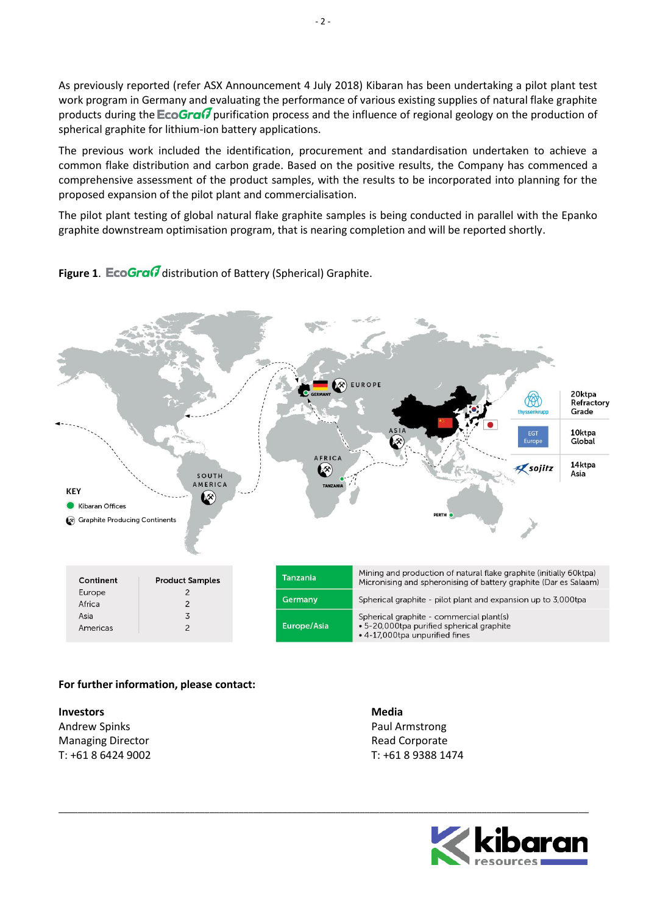As previously reported (refer ASX Announcement 4 July 2018) Kibaran has been undertaking a pilot plant test work program in Germany and evaluating the performance of various existing supplies of natural flake graphite products during the EcoGraf purification process and the influence of regional geology on the production of spherical graphite for lithium-ion battery applications.

The previous work included the identification, procurement and standardisation undertaken to achieve a common flake distribution and carbon grade. Based on the positive results, the Company has commenced a comprehensive assessment of the product samples, with the results to be incorporated into planning for the proposed expansion of the pilot plant and commercialisation.

The pilot plant testing of global natural flake graphite samples is being conducted in parallel with the Epanko graphite downstream optimisation program, that is nearing completion and will be reported shortly.

**Figure 1**. EcoGraf distribution of Battery (Spherical) Graphite.

EUROPE
GERMANY
ASIA
AFRICA
TANZANIA
SOUTH AMERICA
PERTH

KEY
Kibaran Offices
Graphite Producing Continents

thyssenkrupp — 20ktpa Refractory Grade
EGT Europe — 10ktpa Global
sojitz — 14ktpa Asia

| Continent | Product Samples |
|---|---|
| Europe | 2 |
| Africa | 2 |
| Asia | 3 |
| Americas | 2 |

| | |
|---|---|
| Tanzania | Mining and production of natural flake graphite (initially 60ktpa) Micronising and spheronising of battery graphite (Dar es Salaam) |
| Germany | Spherical graphite - pilot plant and expansion up to 3,000tpa |
| Europe/Asia | Spherical graphite - commercial plant(s)<br>• 5-20,000tpa purified spherical graphite<br>• 4-17,000tpa unpurified fines |

**For further information, please contact:**

**Investors**
Andrew Spinks
Managing Director
T: +61 8 6424 9002

**Media**
Paul Armstrong
Read Corporate
T: +61 8 9388 1474